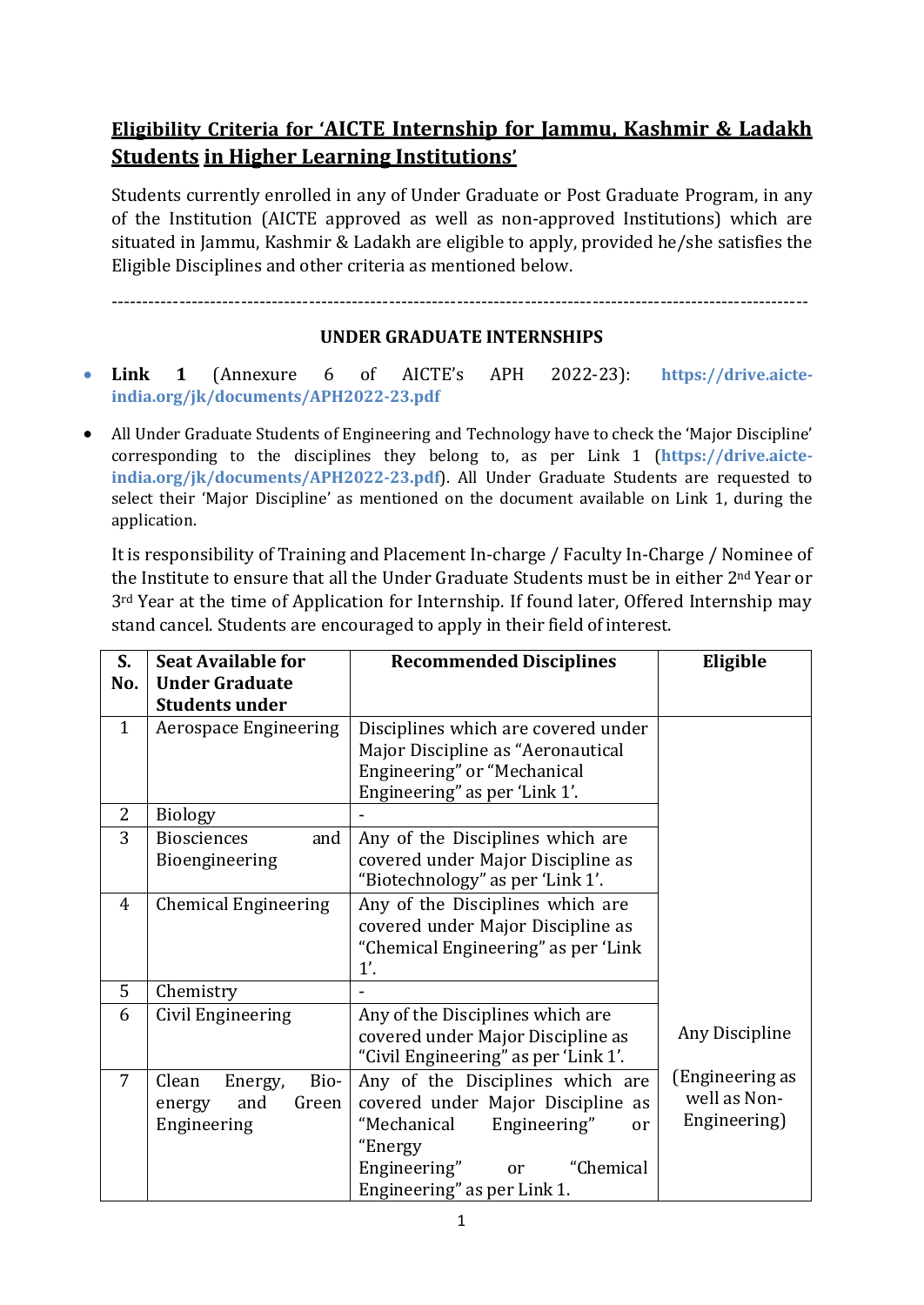# Eligibility Criteria for 'AICTE Internship for Jammu, Kashmir & Ladakh Students in Higher Learning Institutions'

Students currently enrolled in any of Under Graduate or Post Graduate Program, in any of the Institution (AICTE approved as well as non-approved Institutions) which are situated in Jammu, Kashmir & Ladakh are eligible to apply, provided he/she satisfies the Eligible Disciplines and other criteria as mentioned below.

---

**UNDER GRADUATE INTERNSHIPS**

- **Link 1** (Annexure 6 of AICTE's APH 2022-23): **https://drive.aicte-india.org/jk/documents/APH2022-23.pdf**
- All Under Graduate Students of Engineering and Technology have to check the 'Major Discipline' corresponding to the disciplines they belong to, as per Link 1 (**https://drive.aicte-india.org/jk/documents/APH2022-23.pdf**). All Under Graduate Students are requested to select their 'Major Discipline' as mentioned on the document available on Link 1, during the application.

It is responsibility of Training and Placement In-charge / Faculty In-Charge / Nominee of the Institute to ensure that all the Under Graduate Students must be in either 2nd Year or 3rd Year at the time of Application for Internship. If found later, Offered Internship may stand cancel. Students are encouraged to apply in their field of interest.

| S. No. | Seat Available for Under Graduate Students under | Recommended Disciplines | Eligible |
|---|---|---|---|
| 1 | Aerospace Engineering | Disciplines which are covered under Major Discipline as "Aeronautical Engineering" or "Mechanical Engineering" as per 'Link 1'. | Any Discipline (Engineering as well as Non-Engineering) |
| 2 | Biology | - | |
| 3 | Biosciences and Bioengineering | Any of the Disciplines which are covered under Major Discipline as "Biotechnology" as per 'Link 1'. | |
| 4 | Chemical Engineering | Any of the Disciplines which are covered under Major Discipline as "Chemical Engineering" as per 'Link 1'. | |
| 5 | Chemistry | - | |
| 6 | Civil Engineering | Any of the Disciplines which are covered under Major Discipline as "Civil Engineering" as per 'Link 1'. | |
| 7 | Clean Energy, Bio-energy and Green Engineering | Any of the Disciplines which are covered under Major Discipline as "Mechanical Engineering" or "Energy Engineering" or "Chemical Engineering" as per Link 1. | |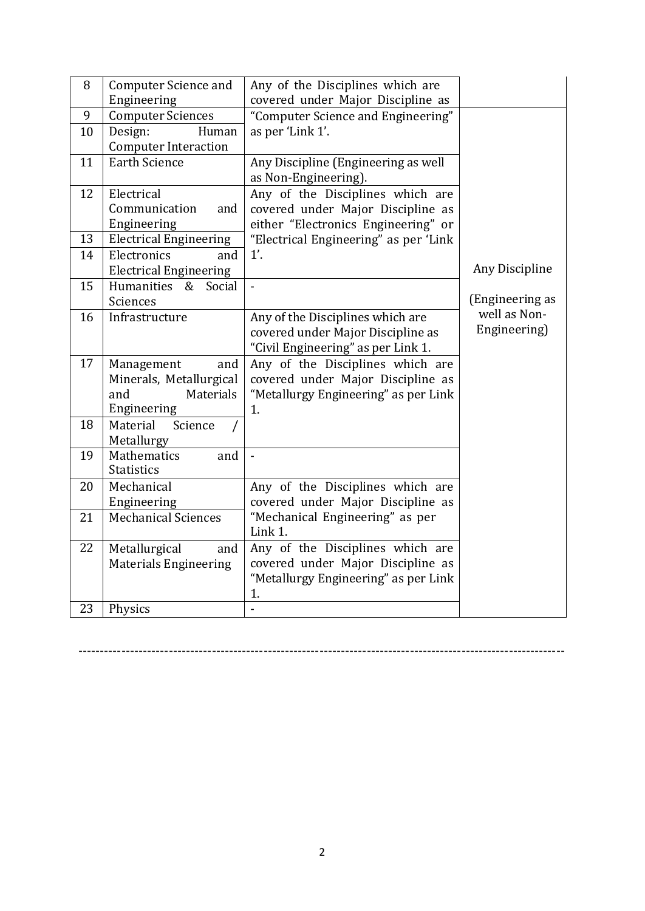| 8 | Computer Science and Engineering | Any of the Disciplines which are covered under Major Discipline as "Computer Science and Engineering" as per 'Link 1'. | |
|---|---|---|---|
| 9 | Computer Sciences | | Any Discipline (Engineering as well as Non-Engineering) |
| 10 | Design: Human Computer Interaction | | |
| 11 | Earth Science | Any Discipline (Engineering as well as Non-Engineering). | |
| 12 | Electrical Communication and Engineering | Any of the Disciplines which are covered under Major Discipline as either "Electronics Engineering" or "Electrical Engineering" as per 'Link 1'. | |
| 13 | Electrical Engineering | | |
| 14 | Electronics and Electrical Engineering | | |
| 15 | Humanities & Social Sciences | - | |
| 16 | Infrastructure | Any of the Disciplines which are covered under Major Discipline as "Civil Engineering" as per Link 1. | |
| 17 | Management and Minerals, Metallurgical and Materials Engineering | Any of the Disciplines which are covered under Major Discipline as "Metallurgy Engineering" as per Link 1. | |
| 18 | Material Science / Metallurgy | | |
| 19 | Mathematics and Statistics | - | |
| 20 | Mechanical Engineering | Any of the Disciplines which are covered under Major Discipline as "Mechanical Engineering" as per Link 1. | |
| 21 | Mechanical Sciences | | |
| 22 | Metallurgical and Materials Engineering | Any of the Disciplines which are covered under Major Discipline as "Metallurgy Engineering" as per Link 1. | |
| 23 | Physics | - | |

---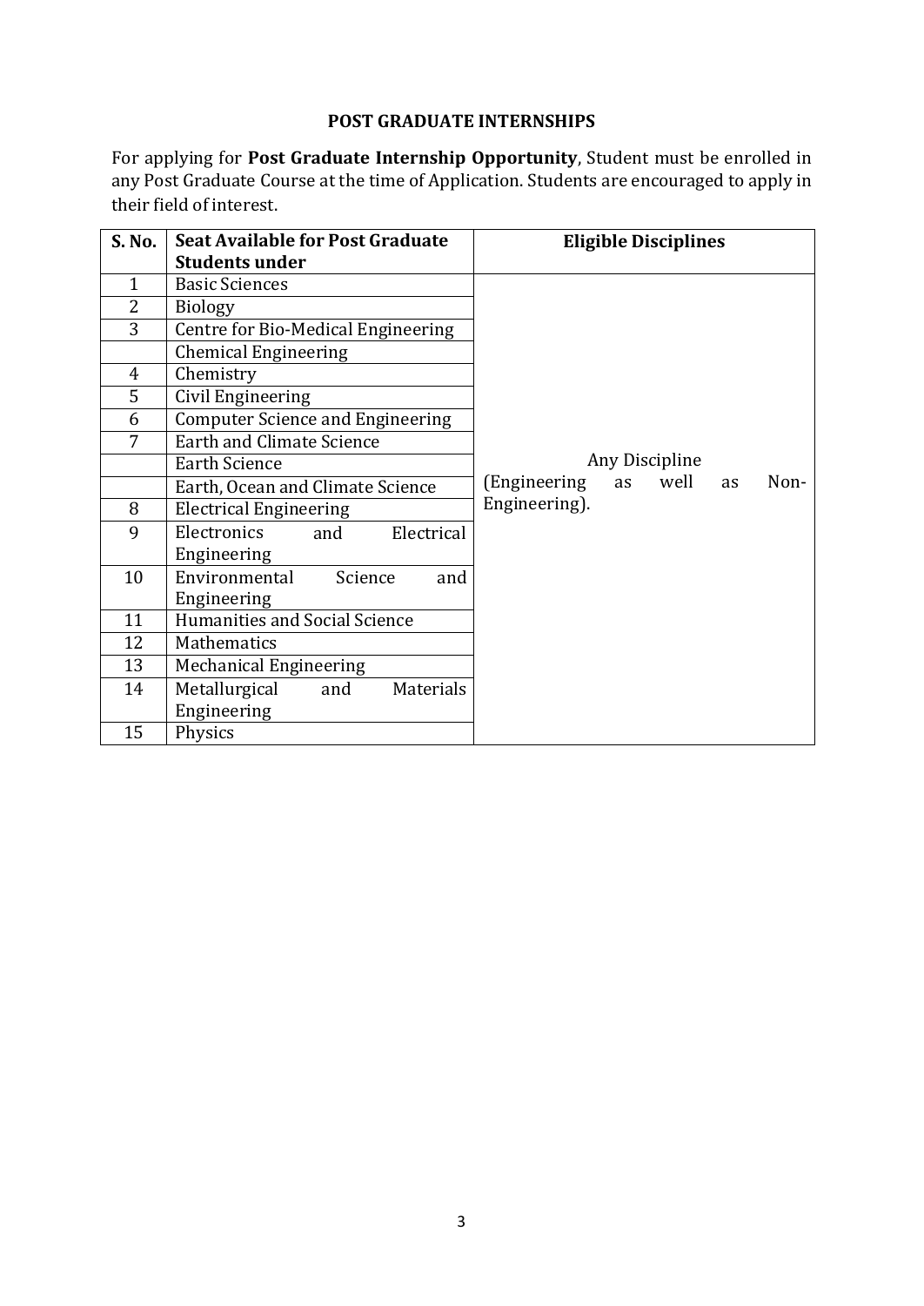## POST GRADUATE INTERNSHIPS

For applying for **Post Graduate Internship Opportunity**, Student must be enrolled in any Post Graduate Course at the time of Application. Students are encouraged to apply in their field of interest.

| S. No. | Seat Available for Post Graduate Students under | Eligible Disciplines |
|---|---|---|
| 1 | Basic Sciences | Any Discipline (Engineering as well as Non-Engineering). |
| 2 | Biology | |
| 3 | Centre for Bio-Medical Engineering | |
| | Chemical Engineering | |
| 4 | Chemistry | |
| 5 | Civil Engineering | |
| 6 | Computer Science and Engineering | |
| 7 | Earth and Climate Science | |
| | Earth Science | |
| | Earth, Ocean and Climate Science | |
| 8 | Electrical Engineering | |
| 9 | Electronics and Electrical Engineering | |
| 10 | Environmental Science and Engineering | |
| 11 | Humanities and Social Science | |
| 12 | Mathematics | |
| 13 | Mechanical Engineering | |
| 14 | Metallurgical and Materials Engineering | |
| 15 | Physics | |